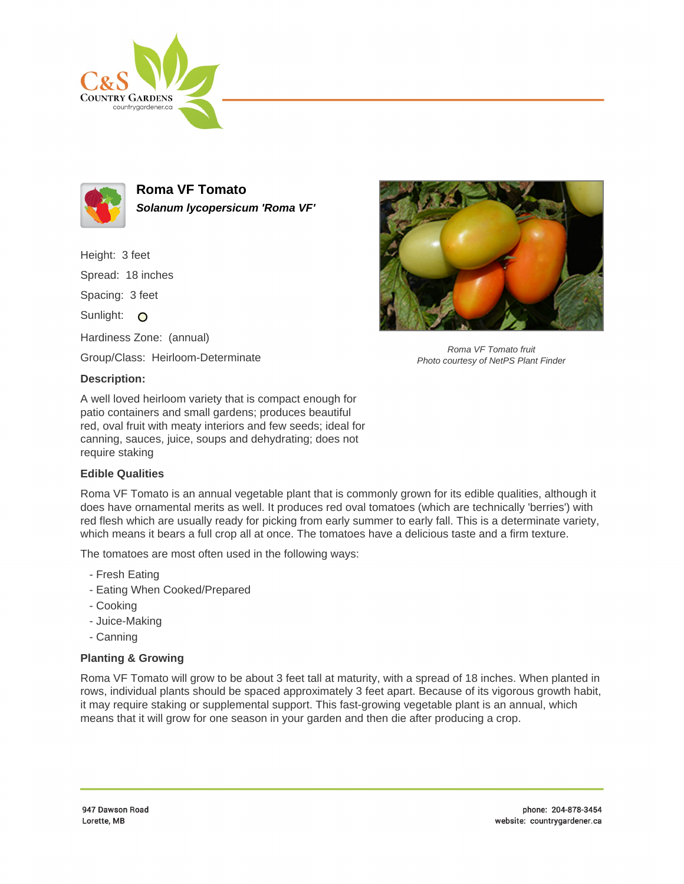# Roma VF Tomato

***Solanum lycopersicum 'Roma VF'***

Height: 3 feet

Spread: 18 inches

Spacing: 3 feet

Sunlight: ○

Hardiness Zone: (annual)

Group/Class: Heirloom-Determinate

*Roma VF Tomato fruit*
*Photo courtesy of NetPS Plant Finder*

### Description:

A well loved heirloom variety that is compact enough for patio containers and small gardens; produces beautiful red, oval fruit with meaty interiors and few seeds; ideal for canning, sauces, juice, soups and dehydrating; does not require staking

### Edible Qualities

Roma VF Tomato is an annual vegetable plant that is commonly grown for its edible qualities, although it does have ornamental merits as well. It produces red oval tomatoes (which are technically 'berries') with red flesh which are usually ready for picking from early summer to early fall. This is a determinate variety, which means it bears a full crop all at once. The tomatoes have a delicious taste and a firm texture.

The tomatoes are most often used in the following ways:

- Fresh Eating
- Eating When Cooked/Prepared
- Cooking
- Juice-Making
- Canning

### Planting & Growing

Roma VF Tomato will grow to be about 3 feet tall at maturity, with a spread of 18 inches. When planted in rows, individual plants should be spaced approximately 3 feet apart. Because of its vigorous growth habit, it may require staking or supplemental support. This fast-growing vegetable plant is an annual, which means that it will grow for one season in your garden and then die after producing a crop.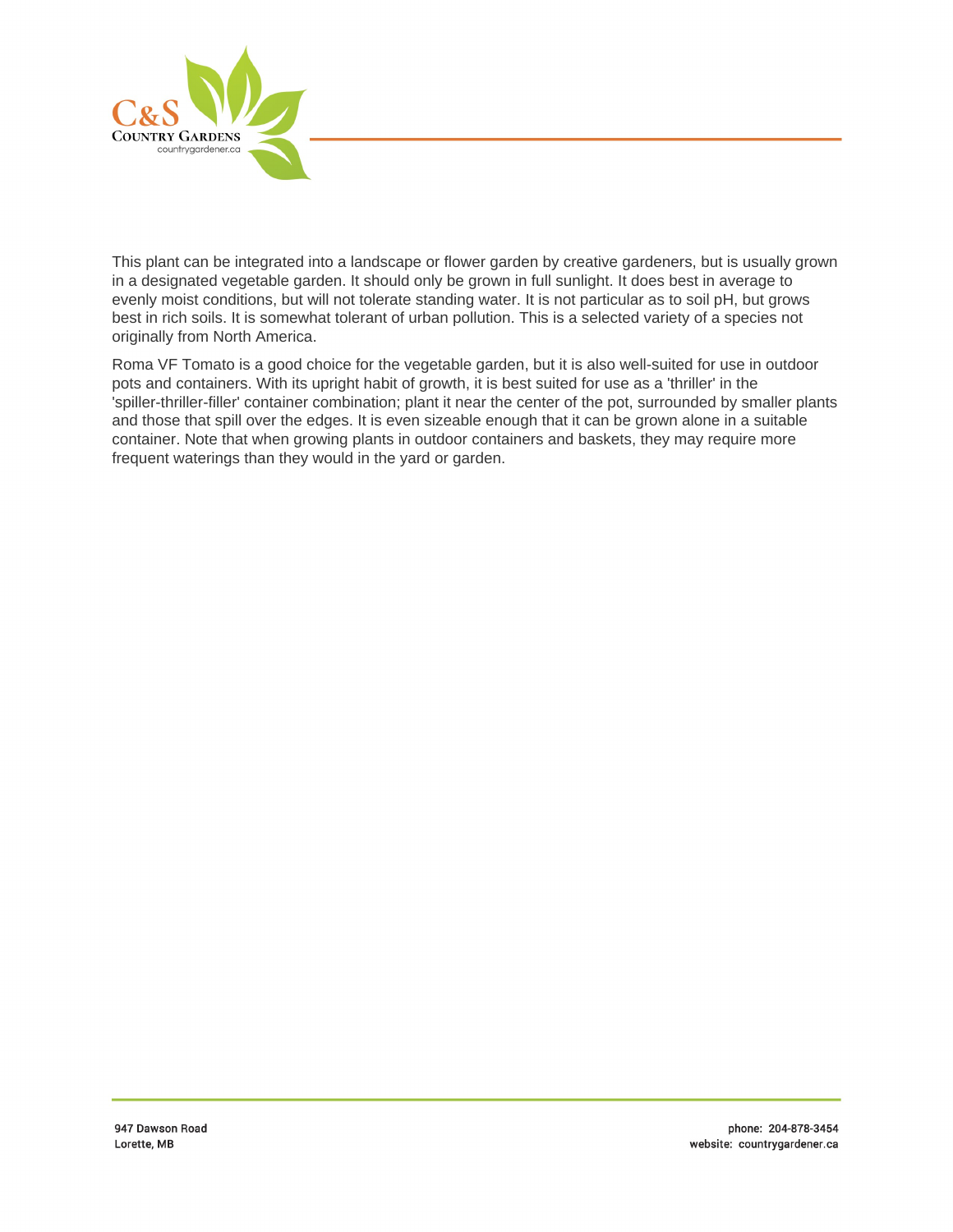This plant can be integrated into a landscape or flower garden by creative gardeners, but is usually grown in a designated vegetable garden. It should only be grown in full sunlight. It does best in average to evenly moist conditions, but will not tolerate standing water. It is not particular as to soil pH, but grows best in rich soils. It is somewhat tolerant of urban pollution. This is a selected variety of a species not originally from North America.

Roma VF Tomato is a good choice for the vegetable garden, but it is also well-suited for use in outdoor pots and containers. With its upright habit of growth, it is best suited for use as a 'thriller' in the 'spiller-thriller-filler' container combination; plant it near the center of the pot, surrounded by smaller plants and those that spill over the edges. It is even sizeable enough that it can be grown alone in a suitable container. Note that when growing plants in outdoor containers and baskets, they may require more frequent waterings than they would in the yard or garden.